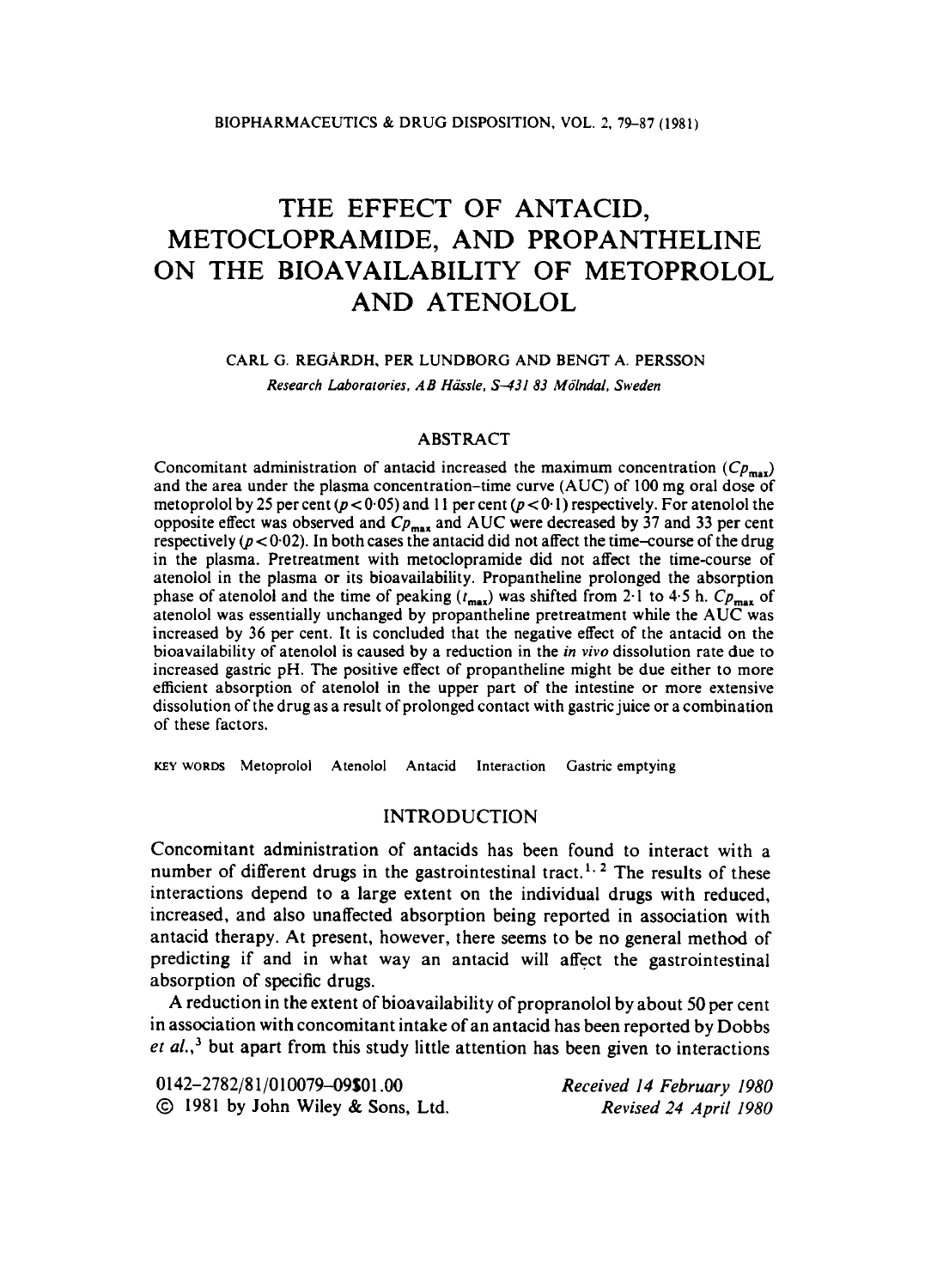# THE EFFECT OF ANTACID, METOCLOPRAMIDE, AND PROPANTHELINE ON THE BIOAVAILABILITY OF METOPROLOL AND ATENOLOL

CARL G. REGÅRDH, PER LUNDBORG AND BENGT A. PERSSON

*Research Laboratories, AB Hässle, S-431 83 Mölndal, Sweden*

## ABSTRACT

Concomitant administration of antacid increased the maximum concentration ($Cp_{max}$) and the area under the plasma concentration–time curve (AUC) of 100 mg oral dose of metoprolol by 25 per cent ($p < 0.05$) and 11 per cent ($p < 0.1$) respectively. For atenolol the opposite effect was observed and $Cp_{max}$ and AUC were decreased by 37 and 33 per cent respectively ($p < 0.02$). In both cases the antacid did not affect the time-course of the drug in the plasma. Pretreatment with metoclopramide did not affect the time-course of atenolol in the plasma or its bioavailability. Propantheline prolonged the absorption phase of atenolol and the time of peaking ($t_{max}$) was shifted from 2·1 to 4·5 h. $Cp_{max}$ of atenolol was essentially unchanged by propantheline pretreatment while the AUC was increased by 36 per cent. It is concluded that the negative effect of the antacid on the bioavailability of atenolol is caused by a reduction in the *in vivo* dissolution rate due to increased gastric pH. The positive effect of propantheline might be due either to more efficient absorption of atenolol in the upper part of the intestine or more extensive dissolution of the drug as a result of prolonged contact with gastric juice or a combination of these factors.

KEY WORDS Metoprolol Atenolol Antacid Interaction Gastric emptying

## INTRODUCTION

Concomitant administration of antacids has been found to interact with a number of different drugs in the gastrointestinal tract.[1,2] The results of these interactions depend to a large extent on the individual drugs with reduced, increased, and also unaffected absorption being reported in association with antacid therapy. At present, however, there seems to be no general method of predicting if and in what way an antacid will affect the gastrointestinal absorption of specific drugs.

A reduction in the extent of bioavailability of propranolol by about 50 per cent in association with concomitant intake of an antacid has been reported by Dobbs *et al.*,[3] but apart from this study little attention has been given to interactions

0142–2782/81/010079–09$01.00
© 1981 by John Wiley & Sons, Ltd.

*Received 14 February 1980*
*Revised 24 April 1980*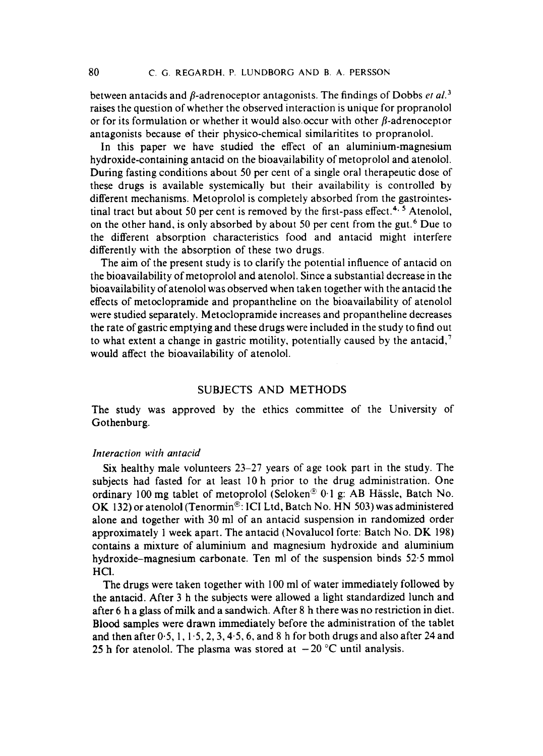between antacids and β-adrenoceptor antagonists. The findings of Dobbs *et al.*[3] raises the question of whether the observed interaction is unique for propranolol or for its formulation or whether it would also occur with other β-adrenoceptor antagonists because of their physico-chemical similaritites to propranolol.

In this paper we have studied the effect of an aluminium-magnesium hydroxide-containing antacid on the bioavailability of metoprolol and atenolol. During fasting conditions about 50 per cent of a single oral therapeutic dose of these drugs is available systemically but their availability is controlled by different mechanisms. Metoprolol is completely absorbed from the gastrointestinal tract but about 50 per cent is removed by the first-pass effect.[4,5] Atenolol, on the other hand, is only absorbed by about 50 per cent from the gut.[6] Due to the different absorption characteristics food and antacid might interfere differently with the absorption of these two drugs.

The aim of the present study is to clarify the potential influence of antacid on the bioavailability of metoprolol and atenolol. Since a substantial decrease in the bioavailability of atenolol was observed when taken together with the antacid the effects of metoclopramide and propantheline on the bioavailability of atenolol were studied separately. Metoclopramide increases and propantheline decreases the rate of gastric emptying and these drugs were included in the study to find out to what extent a change in gastric motility, potentially caused by the antacid,[7] would affect the bioavailability of atenolol.

## SUBJECTS AND METHODS

The study was approved by the ethics committee of the University of Gothenburg.

### *Interaction with antacid*

Six healthy male volunteers 23–27 years of age took part in the study. The subjects had fasted for at least 10 h prior to the drug administration. One ordinary 100 mg tablet of metoprolol (Seloken® 0·1 g: AB Hässle, Batch No. OK 132) or atenolol (Tenormin®: ICI Ltd, Batch No. HN 503) was administered alone and together with 30 ml of an antacid suspension in randomized order approximately 1 week apart. The antacid (Novalucol forte: Batch No. DK 198) contains a mixture of aluminium and magnesium hydroxide and aluminium hydroxide–magnesium carbonate. Ten ml of the suspension binds 52·5 mmol HCl.

The drugs were taken together with 100 ml of water immediately followed by the antacid. After 3 h the subjects were allowed a light standardized lunch and after 6 h a glass of milk and a sandwich. After 8 h there was no restriction in diet. Blood samples were drawn immediately before the administration of the tablet and then after 0·5, 1, 1·5, 2, 3, 4·5, 6, and 8 h for both drugs and also after 24 and 25 h for atenolol. The plasma was stored at −20 °C until analysis.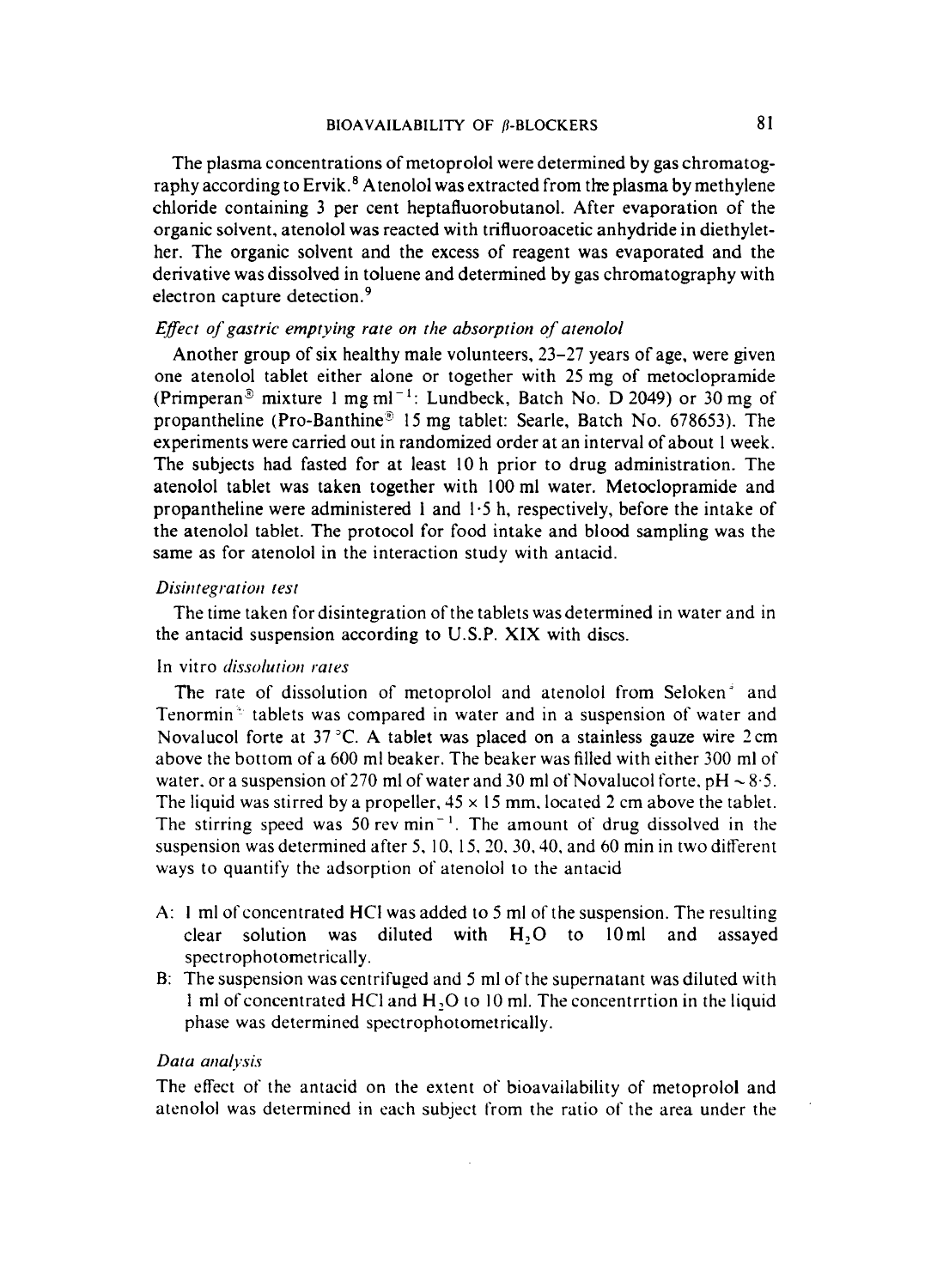The plasma concentrations of metoprolol were determined by gas chromatography according to Ervik.[8] Atenolol was extracted from the plasma by methylene chloride containing 3 per cent heptafluorobutanol. After evaporation of the organic solvent, atenolol was reacted with trifluoroacetic anhydride in diethylether. The organic solvent and the excess of reagent was evaporated and the derivative was dissolved in toluene and determined by gas chromatography with electron capture detection.[9]

### *Effect of gastric emptying rate on the absorption of atenolol*

Another group of six healthy male volunteers, 23–27 years of age, were given one atenolol tablet either alone or together with 25 mg of metoclopramide (Primperan® mixture 1 mg ml$^{-1}$: Lundbeck, Batch No. D 2049) or 30 mg of propantheline (Pro-Banthine® 15 mg tablet: Searle, Batch No. 678653). The experiments were carried out in randomized order at an interval of about 1 week. The subjects had fasted for at least 10 h prior to drug administration. The atenolol tablet was taken together with 100 ml water. Metoclopramide and propantheline were administered 1 and 1·5 h, respectively, before the intake of the atenolol tablet. The protocol for food intake and blood sampling was the same as for atenolol in the interaction study with antacid.

### *Disintegration test*

The time taken for disintegration of the tablets was determined in water and in the antacid suspension according to U.S.P. XIX with discs.

### In vitro *dissolution rates*

The rate of dissolution of metoprolol and atenolol from Seloken® and Tenormin® tablets was compared in water and in a suspension of water and Novalucol forte at 37 °C. A tablet was placed on a stainless gauze wire 2 cm above the bottom of a 600 ml beaker. The beaker was filled with either 300 ml of water, or a suspension of 270 ml of water and 30 ml of Novalucol forte, pH ~ 8·5. The liquid was stirred by a propeller, 45 × 15 mm, located 2 cm above the tablet. The stirring speed was 50 rev min$^{-1}$. The amount of drug dissolved in the suspension was determined after 5, 10, 15, 20, 30, 40, and 60 min in two different ways to quantify the adsorption of atenolol to the antacid

- A: 1 ml of concentrated HCl was added to 5 ml of the suspension. The resulting clear solution was diluted with $H_2O$ to 10 ml and assayed spectrophotometrically.
- B: The suspension was centrifuged and 5 ml of the supernatant was diluted with 1 ml of concentrated HCl and $H_2O$ to 10 ml. The concentrrtion in the liquid phase was determined spectrophotometrically.

### *Data analysis*

The effect of the antacid on the extent of bioavailability of metoprolol and atenolol was determined in each subject from the ratio of the area under the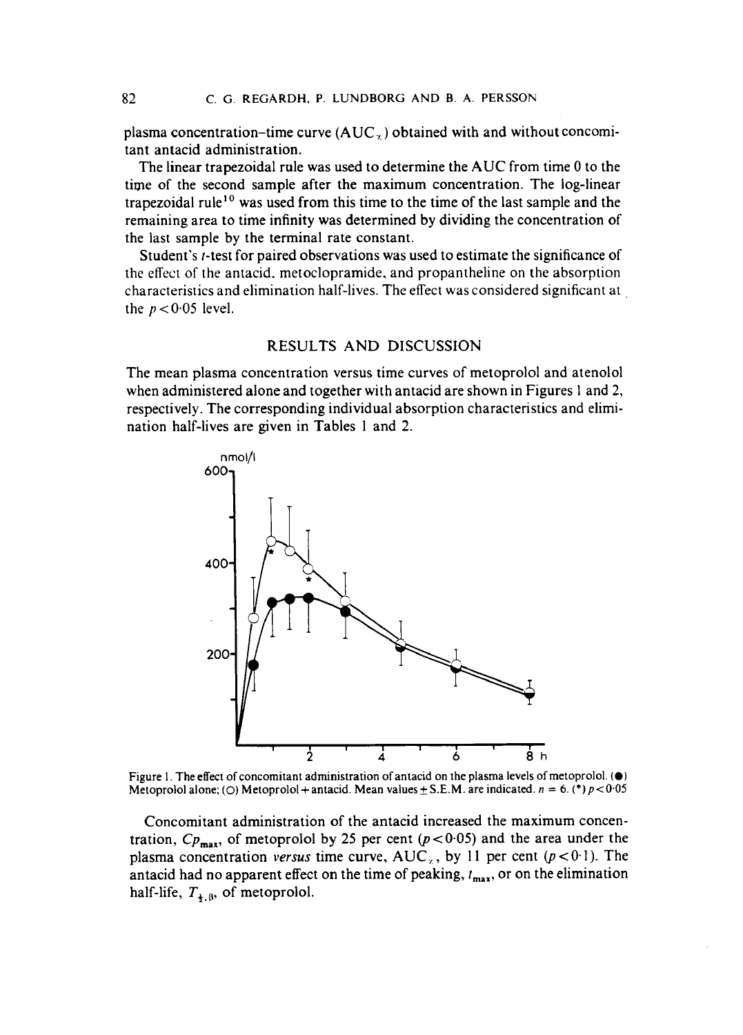plasma concentration–time curve ($AUC_{\infty}$) obtained with and without concomitant antacid administration.

The linear trapezoidal rule was used to determine the AUC from time 0 to the time of the second sample after the maximum concentration. The log-linear trapezoidal rule[10] was used from this time to the time of the last sample and the remaining area to time infinity was determined by dividing the concentration of the last sample by the terminal rate constant.

Student's *t*-test for paired observations was used to estimate the significance of the effect of the antacid, metoclopramide, and propantheline on the absorption characteristics and elimination half-lives. The effect was considered significant at the $p<0.05$ level.

## RESULTS AND DISCUSSION

The mean plasma concentration versus time curves of metoprolol and atenolol when administered alone and together with antacid are shown in Figures 1 and 2, respectively. The corresponding individual absorption characteristics and elimination half-lives are given in Tables 1 and 2.

Figure 1. The effect of concomitant administration of antacid on the plasma levels of metoprolol. (●) Metoprolol alone; (○) Metoprolol + antacid. Mean values ± S.E.M. are indicated. $n = 6$. (*) $p<0.05$

Concomitant administration of the antacid increased the maximum concentration, $Cp_{max}$, of metoprolol by 25 per cent ($p<0.05$) and the area under the plasma concentration *versus* time curve, $AUC_{\infty}$, by 11 per cent ($p<0.1$). The antacid had no apparent effect on the time of peaking, $t_{max}$, or on the elimination half-life, $T_{\frac{1}{2},\beta}$, of metoprolol.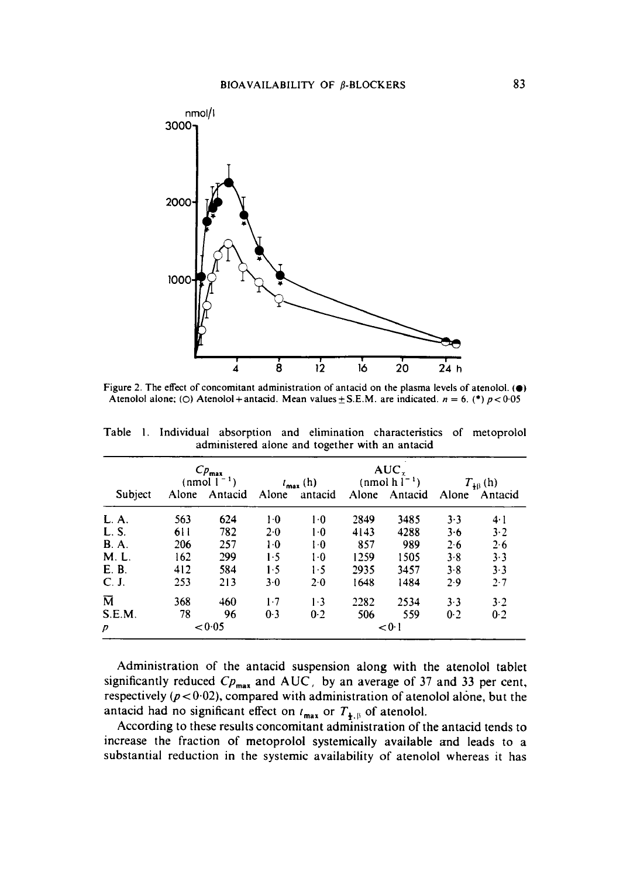Figure 2. The effect of concomitant administration of antacid on the plasma levels of atenolol. (●) Atenolol alone; (○) Atenolol + antacid. Mean values ± S.E.M. are indicated. $n = 6$. (*) $p < 0.05$

Table 1. Individual absorption and elimination characteristics of metoprolol administered alone and together with an antacid

| Subject | $Cp_{max}$ (nmol $l^{-1}$) | | $t_{max}$ (h) | | $AUC_{\infty}$ (nmol h $l^{-1}$) | | $T_{\frac{1}{2}\beta}$ (h) | |
|---|---|---|---|---|---|---|---|---|
| | Alone | Antacid | Alone | antacid | Alone | Antacid | Alone | Antacid |
| L. A. | 563 | 624 | 1·0 | 1·0 | 2849 | 3485 | 3·3 | 4·1 |
| L. S. | 611 | 782 | 2·0 | 1·0 | 4143 | 4288 | 3·6 | 3·2 |
| B. A. | 206 | 257 | 1·0 | 1·0 | 857 | 989 | 2·6 | 2·6 |
| M. L. | 162 | 299 | 1·5 | 1·0 | 1259 | 1505 | 3·8 | 3·3 |
| E. B. | 412 | 584 | 1·5 | 1·5 | 2935 | 3457 | 3·8 | 3·3 |
| C. J. | 253 | 213 | 3·0 | 2·0 | 1648 | 1484 | 2·9 | 2·7 |
| $\overline{M}$ | 368 | 460 | 1·7 | 1·3 | 2282 | 2534 | 3·3 | 3·2 |
| S.E.M. | 78 | 96 | 0·3 | 0·2 | 506 | 559 | 0·2 | 0·2 |
| $p$ | $<0·05$ | | | | $<0·1$ | | | |

Administration of the antacid suspension along with the atenolol tablet significantly reduced $Cp_{max}$ and AUC, by an average of 37 and 33 per cent, respectively ($p < 0·02$), compared with administration of atenolol alone, but the antacid had no significant effect on $t_{max}$ or $T_{\frac{1}{2},\beta}$ of atenolol.

According to these results concomitant administration of the antacid tends to increase the fraction of metoprolol systemically available and leads to a substantial reduction in the systemic availability of atenolol whereas it has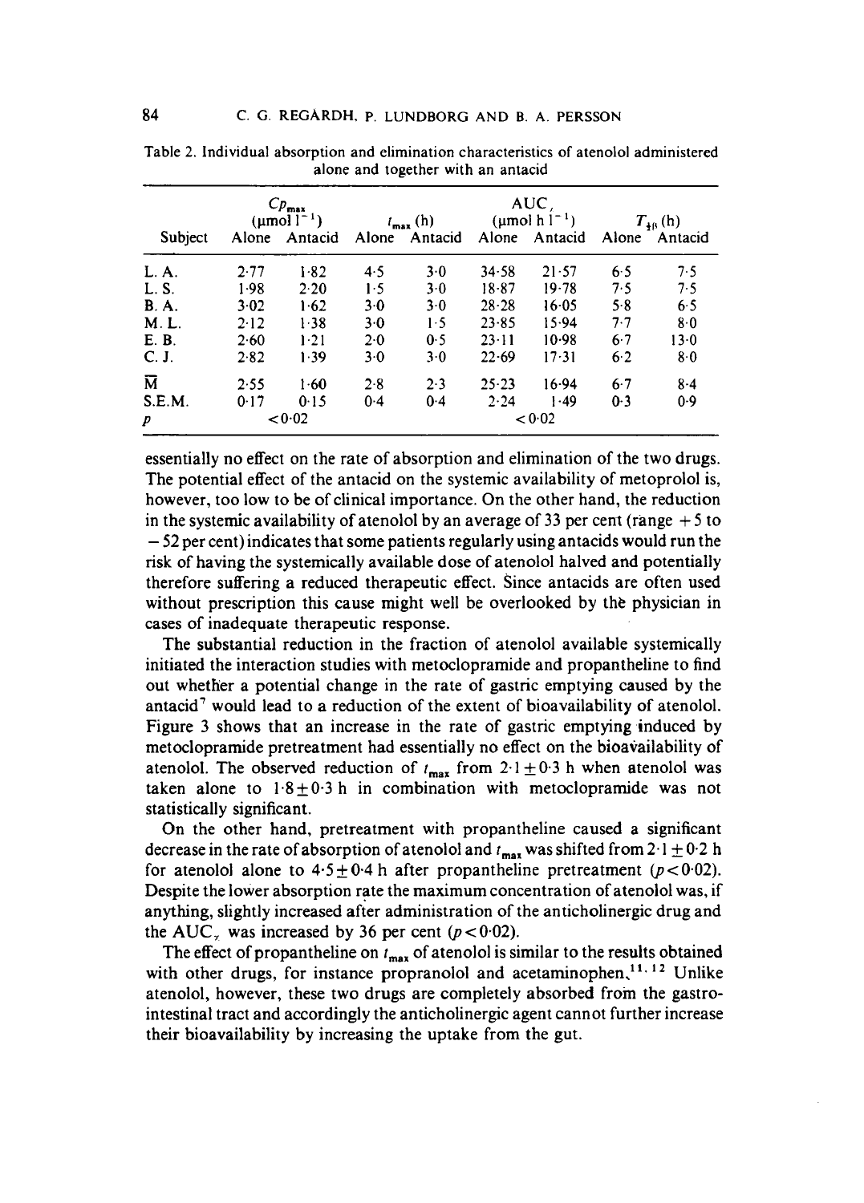Table 2. Individual absorption and elimination characteristics of atenolol administered alone and together with an antacid

| Subject | $Cp_{max}$ (μmol l$^{-1}$) | | $t_{max}$ (h) | | AUC$_{\infty}$ (μmol h l$^{-1}$) | | $T_{\frac{1}{2}\beta}$ (h) | |
|---|---|---|---|---|---|---|---|---|
| | Alone | Antacid | Alone | Antacid | Alone | Antacid | Alone | Antacid |
| L. A. | 2·77 | 1·82 | 4·5 | 3·0 | 34·58 | 21·57 | 6·5 | 7·5 |
| L. S. | 1·98 | 2·20 | 1·5 | 3·0 | 18·87 | 19·78 | 7·5 | 7·5 |
| B. A. | 3·02 | 1·62 | 3·0 | 3·0 | 28·28 | 16·05 | 5·8 | 6·5 |
| M. L. | 2·12 | 1·38 | 3·0 | 1·5 | 23·85 | 15·94 | 7·7 | 8·0 |
| E. B. | 2·60 | 1·21 | 2·0 | 0·5 | 23·11 | 10·98 | 6·7 | 13·0 |
| C. J. | 2·82 | 1·39 | 3·0 | 3·0 | 22·69 | 17·31 | 6·2 | 8·0 |
| $\overline{M}$ | 2·55 | 1·60 | 2·8 | 2·3 | 25·23 | 16·94 | 6·7 | 8·4 |
| S.E.M. | 0·17 | 0·15 | 0·4 | 0·4 | 2·24 | 1·49 | 0·3 | 0·9 |
| $p$ | <0·02 | | | | <0·02 | | | |

essentially no effect on the rate of absorption and elimination of the two drugs. The potential effect of the antacid on the systemic availability of metoprolol is, however, too low to be of clinical importance. On the other hand, the reduction in the systemic availability of atenolol by an average of 33 per cent (range +5 to −52 per cent) indicates that some patients regularly using antacids would run the risk of having the systemically available dose of atenolol halved and potentially therefore suffering a reduced therapeutic effect. Since antacids are often used without prescription this cause might well be overlooked by the physician in cases of inadequate therapeutic response.

The substantial reduction in the fraction of atenolol available systemically initiated the interaction studies with metoclopramide and propantheline to find out whether a potential change in the rate of gastric emptying caused by the antacid[7] would lead to a reduction of the extent of bioavailability of atenolol. Figure 3 shows that an increase in the rate of gastric emptying induced by metoclopramide pretreatment had essentially no effect on the bioavailability of atenolol. The observed reduction of $t_{max}$ from $2{\cdot}1 \pm 0{\cdot}3$ h when atenolol was taken alone to $1{\cdot}8 \pm 0{\cdot}3$ h in combination with metoclopramide was not statistically significant.

On the other hand, pretreatment with propantheline caused a significant decrease in the rate of absorption of atenolol and $t_{max}$ was shifted from $2{\cdot}1 \pm 0{\cdot}2$ h for atenolol alone to $4{\cdot}5 \pm 0{\cdot}4$ h after propantheline pretreatment ($p < 0{\cdot}02$). Despite the lower absorption rate the maximum concentration of atenolol was, if anything, slightly increased after administration of the anticholinergic drug and the AUC$_{\infty}$ was increased by 36 per cent ($p < 0{\cdot}02$).

The effect of propantheline on $t_{max}$ of atenolol is similar to the results obtained with other drugs, for instance propranolol and acetaminophen.[11,12] Unlike atenolol, however, these two drugs are completely absorbed from the gastrointestinal tract and accordingly the anticholinergic agent cannot further increase their bioavailability by increasing the uptake from the gut.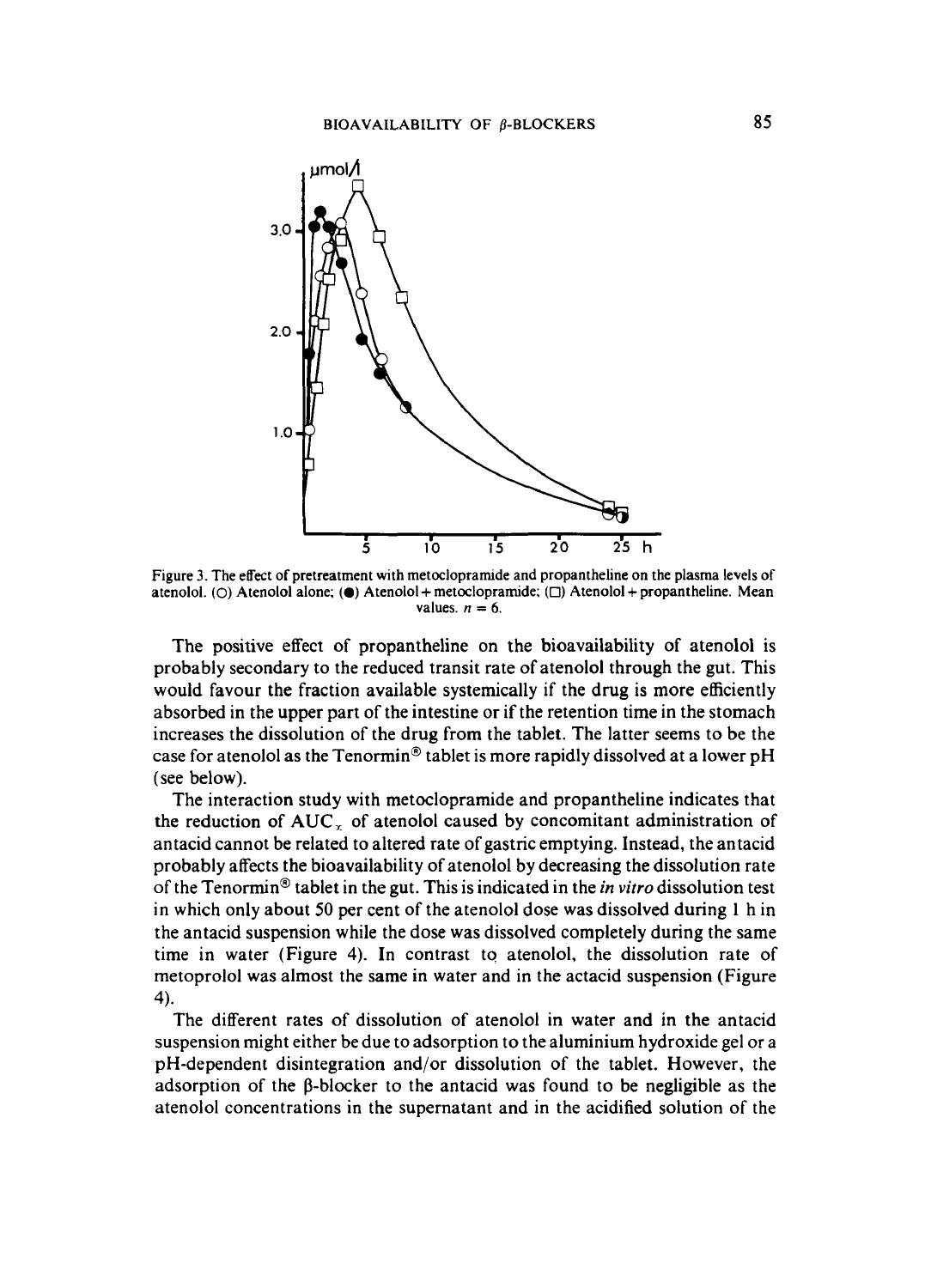Figure 3. The effect of pretreatment with metoclopramide and propantheline on the plasma levels of atenolol. (○) Atenolol alone; (●) Atenolol + metoclopramide; (□) Atenolol + propantheline. Mean values. $n = 6$.

The positive effect of propantheline on the bioavailability of atenolol is probably secondary to the reduced transit rate of atenolol through the gut. This would favour the fraction available systemically if the drug is more efficiently absorbed in the upper part of the intestine or if the retention time in the stomach increases the dissolution of the drug from the tablet. The latter seems to be the case for atenolol as the Tenormin® tablet is more rapidly dissolved at a lower pH (see below).

The interaction study with metoclopramide and propantheline indicates that the reduction of $AUC_{\infty}$ of atenolol caused by concomitant administration of antacid cannot be related to altered rate of gastric emptying. Instead, the antacid probably affects the bioavailability of atenolol by decreasing the dissolution rate of the Tenormin® tablet in the gut. This is indicated in the *in vitro* dissolution test in which only about 50 per cent of the atenolol dose was dissolved during 1 h in the antacid suspension while the dose was dissolved completely during the same time in water (Figure 4). In contrast to atenolol, the dissolution rate of metoprolol was almost the same in water and in the actacid suspension (Figure 4).

The different rates of dissolution of atenolol in water and in the antacid suspension might either be due to adsorption to the aluminium hydroxide gel or a pH-dependent disintegration and/or dissolution of the tablet. However, the adsorption of the β-blocker to the antacid was found to be negligible as the atenolol concentrations in the supernatant and in the acidified solution of the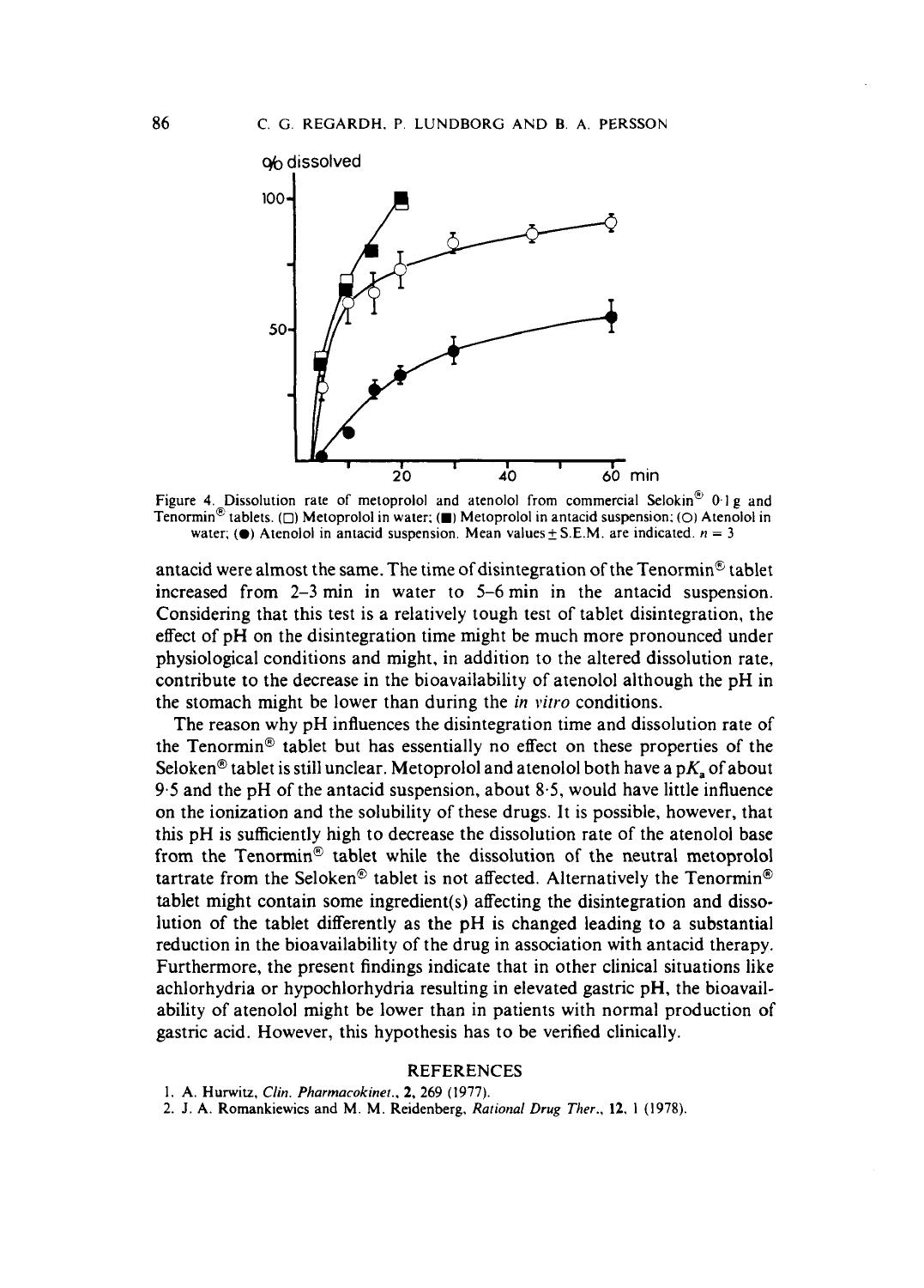Figure 4. Dissolution rate of metoprolol and atenolol from commercial Selokin® 0·1 g and Tenormin® tablets. (□) Metoprolol in water; (■) Metoprolol in antacid suspension; (○) Atenolol in water; (●) Atenolol in antacid suspension. Mean values ± S.E.M. are indicated. $n = 3$

antacid were almost the same. The time of disintegration of the Tenormin® tablet increased from 2–3 min in water to 5–6 min in the antacid suspension. Considering that this test is a relatively tough test of tablet disintegration, the effect of pH on the disintegration time might be much more pronounced under physiological conditions and might, in addition to the altered dissolution rate, contribute to the decrease in the bioavailability of atenolol although the pH in the stomach might be lower than during the *in vitro* conditions.

The reason why pH influences the disintegration time and dissolution rate of the Tenormin® tablet but has essentially no effect on these properties of the Seloken® tablet is still unclear. Metoprolol and atenolol both have a $pK_a$ of about 9·5 and the pH of the antacid suspension, about 8·5, would have little influence on the ionization and the solubility of these drugs. It is possible, however, that this pH is sufficiently high to decrease the dissolution rate of the atenolol base from the Tenormin® tablet while the dissolution of the neutral metoprolol tartrate from the Seloken® tablet is not affected. Alternatively the Tenormin® tablet might contain some ingredient(s) affecting the disintegration and dissolution of the tablet differently as the pH is changed leading to a substantial reduction in the bioavailability of the drug in association with antacid therapy. Furthermore, the present findings indicate that in other clinical situations like achlorhydria or hypochlorhydria resulting in elevated gastric pH, the bioavailability of atenolol might be lower than in patients with normal production of gastric acid. However, this hypothesis has to be verified clinically.

## REFERENCES

1. A. Hurwitz, *Clin. Pharmacokinet.*, **2**, 269 (1977).
2. J. A. Romankiewics and M. M. Reidenberg, *Rational Drug Ther.*, **12**, 1 (1978).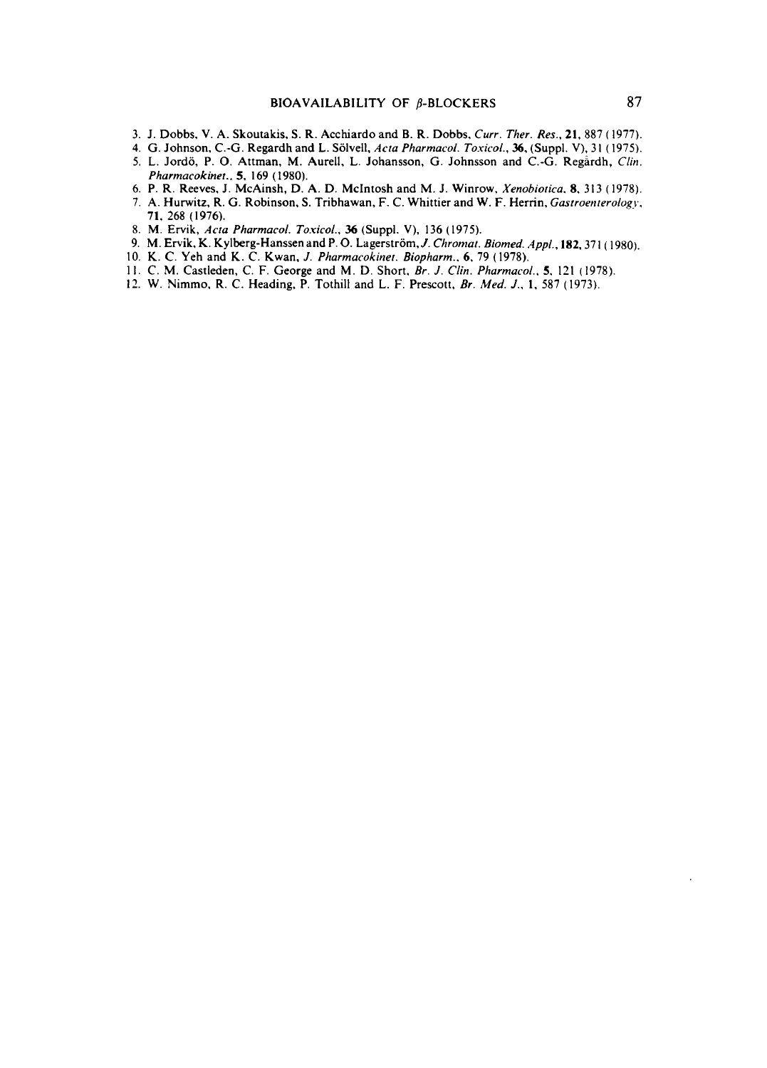3. J. Dobbs, V. A. Skoutakis, S. R. Acchiardo and B. R. Dobbs, *Curr. Ther. Res.*, **21**, 887 (1977).
4. G. Johnson, C.-G. Regardh and L. Sölvell, *Acta Pharmacol. Toxicol.*, **36**, (Suppl. V), 31 (1975).
5. L. Jordö, P. O. Attman, M. Aurell, L. Johansson, G. Johnsson and C.-G. Regårdh, *Clin. Pharmacokinet.*, **5**, 169 (1980).
6. P. R. Reeves, J. McAinsh, D. A. D. McIntosh and M. J. Winrow, *Xenobiotica*, **8**, 313 (1978).
7. A. Hurwitz, R. G. Robinson, S. Tribhawan, F. C. Whittier and W. F. Herrin, *Gastroenterology*, **71**, 268 (1976).
8. M. Ervik, *Acta Pharmacol. Toxicol.*, **36** (Suppl. V), 136 (1975).
9. M. Ervik, K. Kylberg-Hanssen and P. O. Lagerström, *J. Chromat. Biomed. Appl.*, **182**, 371 (1980).
10. K. C. Yeh and K. C. Kwan, *J. Pharmacokinet. Biopharm.*, **6**, 79 (1978).
11. C. M. Castleden, C. F. George and M. D. Short, *Br. J. Clin. Pharmacol.*, **5**, 121 (1978).
12. W. Nimmo, R. C. Heading, P. Tothill and L. F. Prescott, *Br. Med. J.*, **1**, 587 (1973).